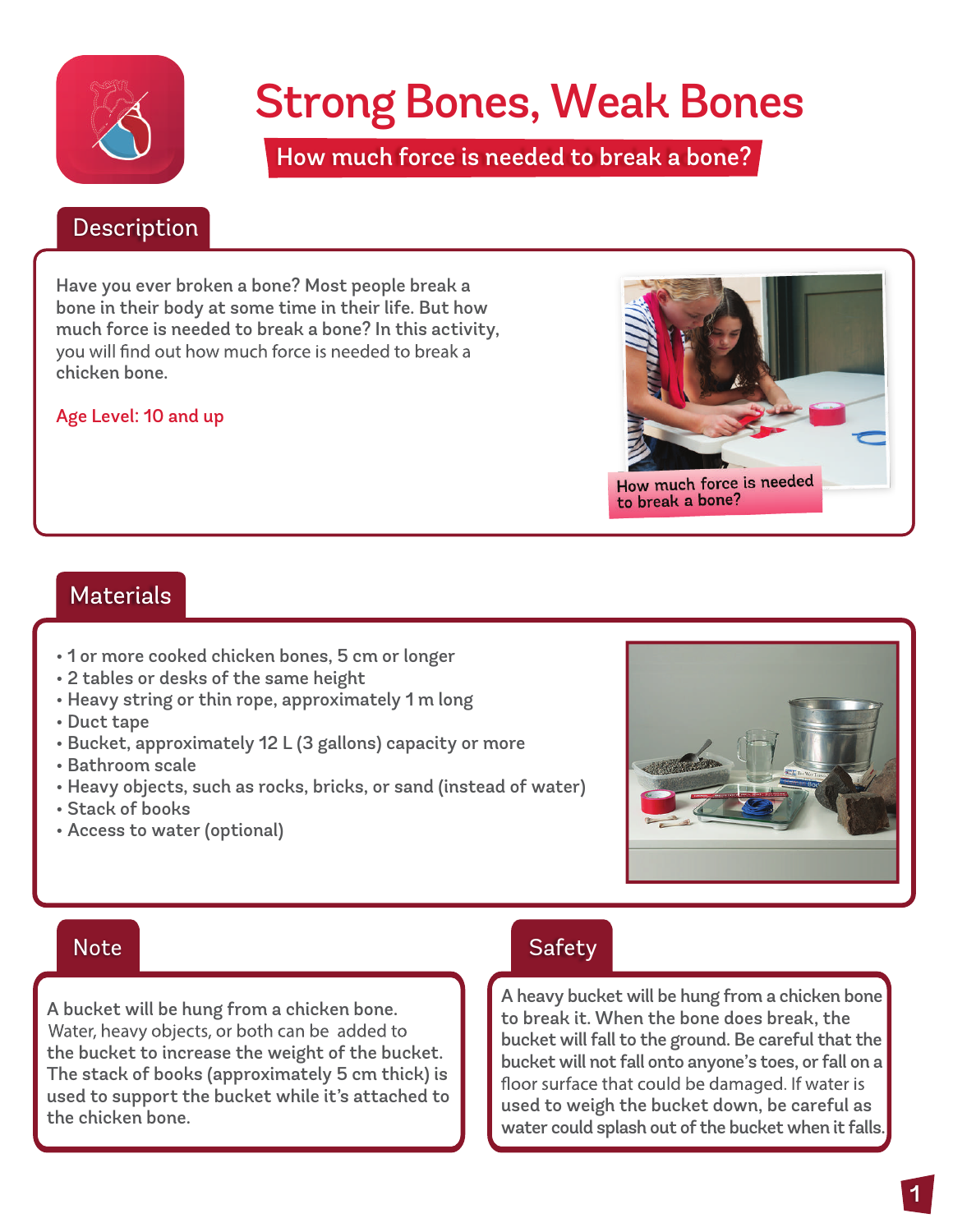# Strong Bones, Weak Bones

**How much force is needed to break a bone?**

## Description

Have you ever broken a bone? Most people break a bone in their body at some time in their life. But how much force is needed to break a bone? In this activity, you will find out how much force is needed to break a chicken bone.

Age Level: 10 and up

How much force is needed to break a bone?

## Materials

- 1 or more cooked chicken bones, 5 cm or longer
- 2 tables or desks of the same height
- Heavy string or thin rope, approximately 1 m long
- Duct tape
- Bucket, approximately 12 L (3 gallons) capacity or more
- Bathroom scale
- Heavy objects, such as rocks, bricks, or sand (instead of water)
- Stack of books
- Access to water (optional)

## Note

A bucket will be hung from a chicken bone. Water, heavy objects, or both can be added to the bucket to increase the weight of the bucket. The stack of books (approximately 5 cm thick) is used to support the bucket while it's attached to the chicken bone.

## Safety

A heavy bucket will be hung from a chicken bone to break it. When the bone does break, the bucket will fall to the ground. Be careful that the bucket will not fall onto anyone's toes, or fall on a floor surface that could be damaged. If water is used to weigh the bucket down, be careful as water could splash out of the bucket when it falls.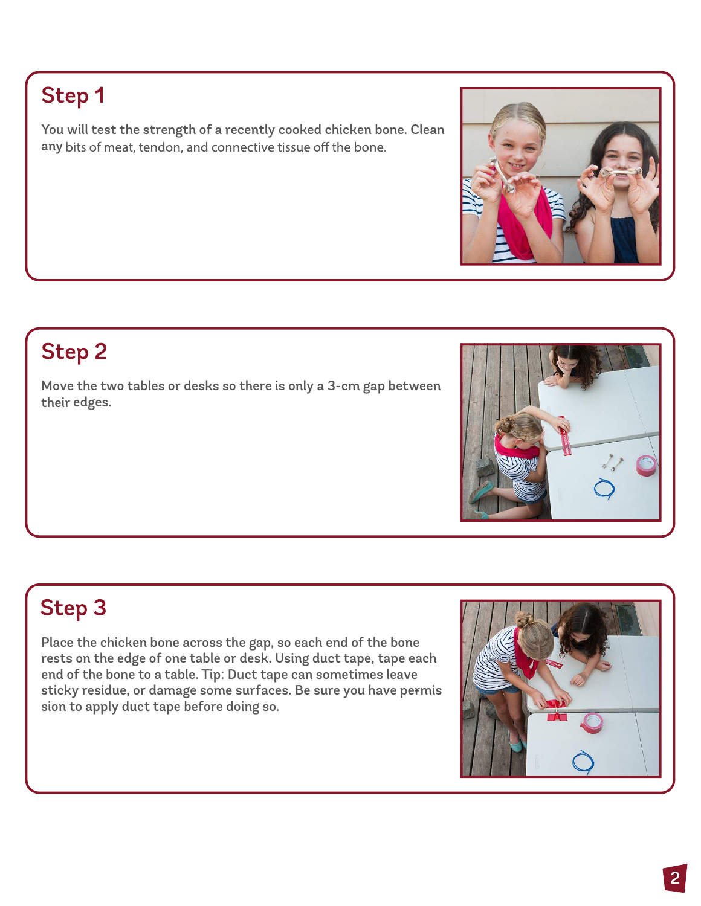## Step 1

You will test the strength of a recently cooked chicken bone. Clean any bits of meat, tendon, and connective tissue off the bone.

## Step 2

Move the two tables or desks so there is only a 3-cm gap between their edges.

## Step 3

Place the chicken bone across the gap, so each end of the bone rests on the edge of one table or desk. Using duct tape, tape each end of the bone to a table. Tip: Duct tape can sometimes leave sticky residue, or damage some surfaces. Be sure you have permission to apply duct tape before doing so.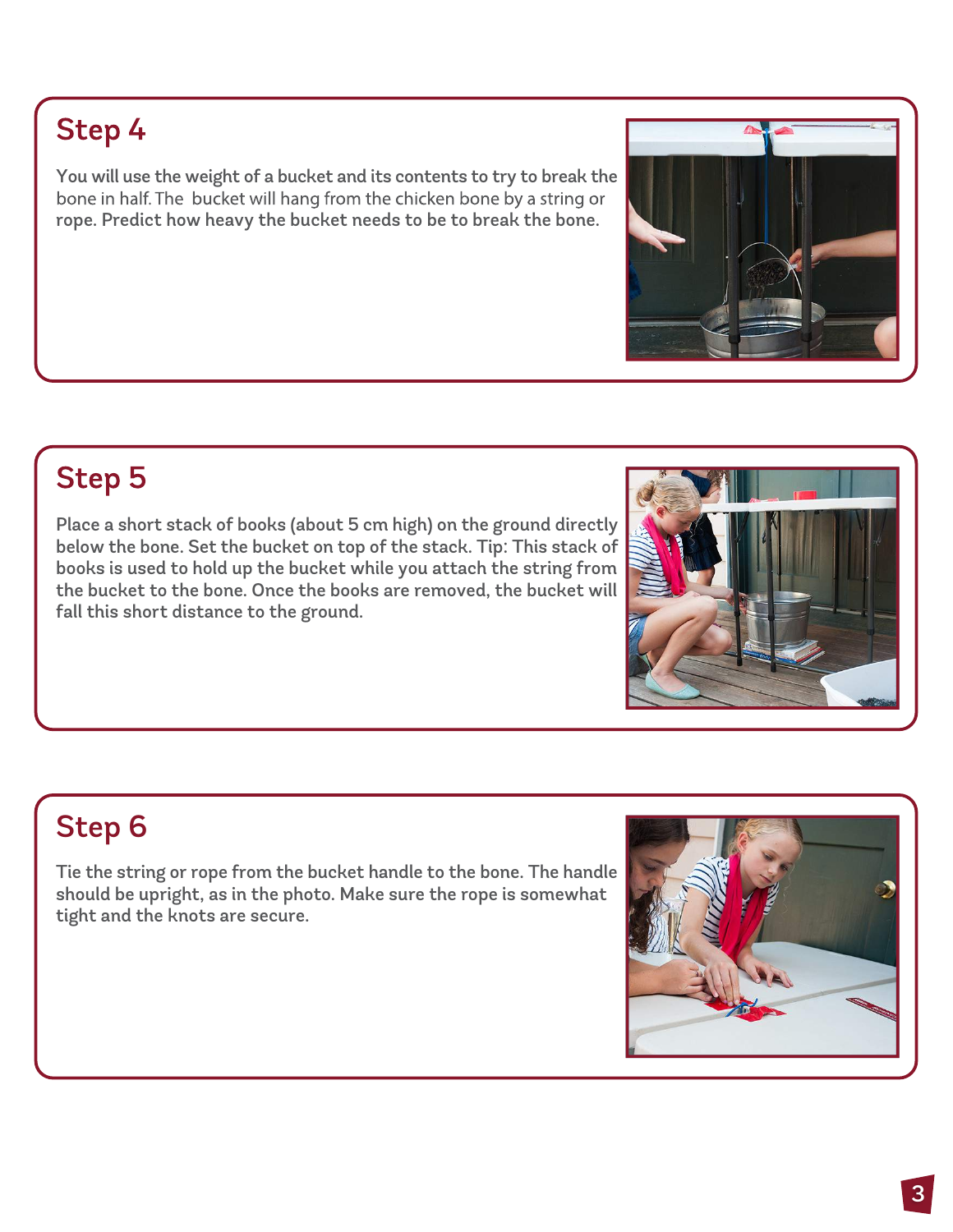## Step 4

You will use the weight of a bucket and its contents to try to break the bone in half. The bucket will hang from the chicken bone by a string or rope. Predict how heavy the bucket needs to be to break the bone.

## Step 5

Place a short stack of books (about 5 cm high) on the ground directly below the bone. Set the bucket on top of the stack. Tip: This stack of books is used to hold up the bucket while you attach the string from the bucket to the bone. Once the books are removed, the bucket will fall this short distance to the ground.

## Step 6

Tie the string or rope from the bucket handle to the bone. The handle should be upright, as in the photo. Make sure the rope is somewhat tight and the knots are secure.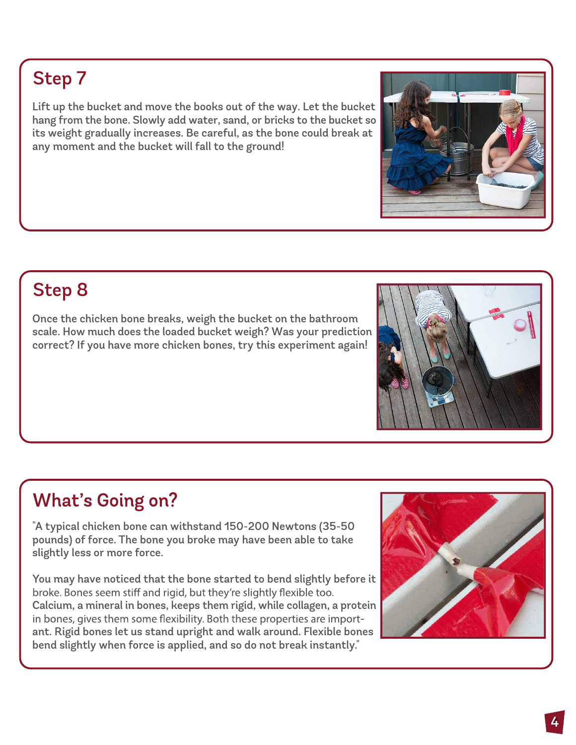## Step 7

Lift up the bucket and move the books out of the way. Let the bucket hang from the bone. Slowly add water, sand, or bricks to the bucket so its weight gradually increases. Be careful, as the bone could break at any moment and the bucket will fall to the ground!

## Step 8

Once the chicken bone breaks, weigh the bucket on the bathroom scale. How much does the loaded bucket weigh? Was your prediction correct? If you have more chicken bones, try this experiment again!

## What's Going on?

"A typical chicken bone can withstand 150-200 Newtons (35-50 pounds) of force. The bone you broke may have been able to take slightly less or more force.

You may have noticed that the bone started to bend slightly before it broke. Bones seem stiff and rigid, but they're slightly flexible too. Calcium, a mineral in bones, keeps them rigid, while collagen, a protein in bones, gives them some flexibility. Both these properties are important. Rigid bones let us stand upright and walk around. Flexible bones bend slightly when force is applied, and so do not break instantly."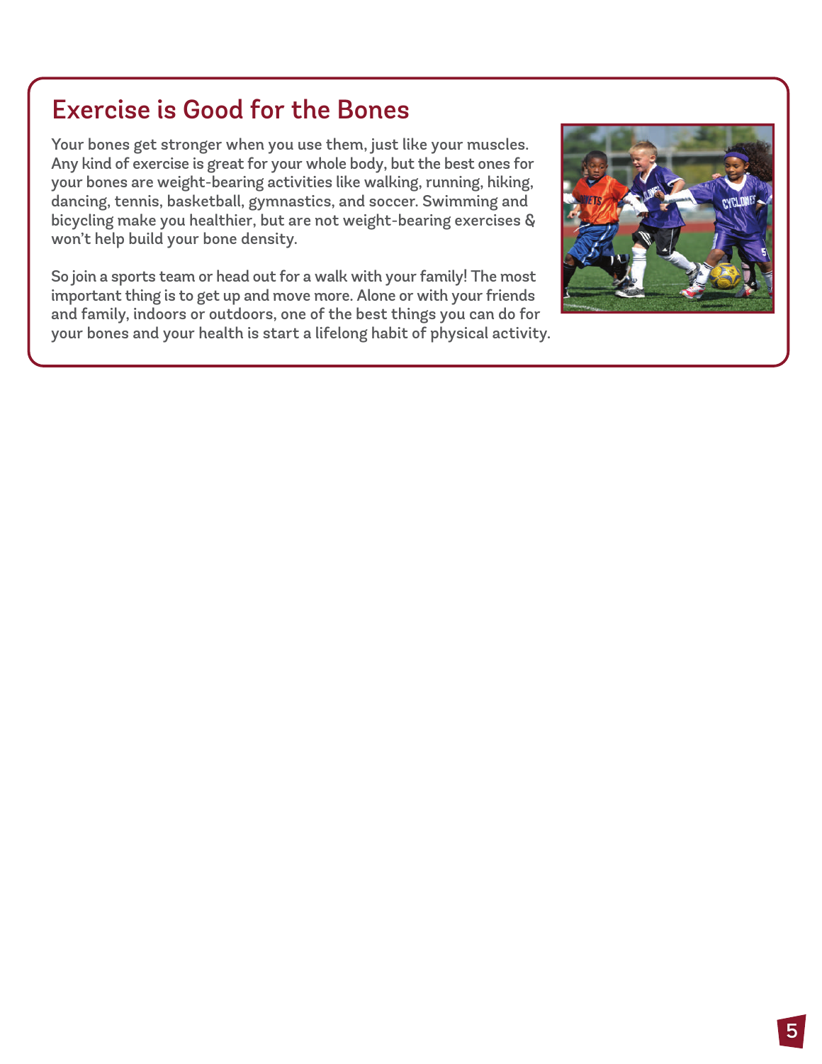## Exercise is Good for the Bones

Your bones get stronger when you use them, just like your muscles. Any kind of exercise is great for your whole body, but the best ones for your bones are weight-bearing activities like walking, running, hiking, dancing, tennis, basketball, gymnastics, and soccer. Swimming and bicycling make you healthier, but are not weight-bearing exercises & won't help build your bone density.

So join a sports team or head out for a walk with your family! The most important thing is to get up and move more. Alone or with your friends and family, indoors or outdoors, one of the best things you can do for your bones and your health is start a lifelong habit of physical activity.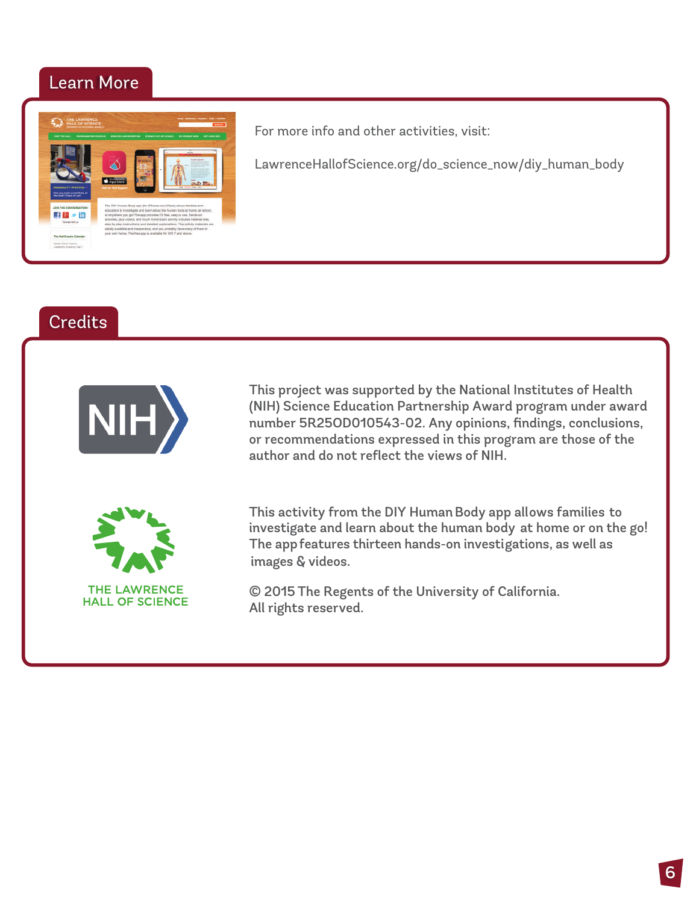## Learn More

For more info and other activities, visit:

LawrenceHallofScience.org/do_science_now/diy_human_body

## Credits

NIH

This project was supported by the National Institutes of Health (NIH) Science Education Partnership Award program under award number 5R25OD010543-02. Any opinions, findings, conclusions, or recommendations expressed in this program are those of the author and do not reflect the views of NIH.

THE LAWRENCE HALL OF SCIENCE

This activity from the DIY Human Body app allows families to investigate and learn about the human body at home or on the go! The app features thirteen hands-on investigations, as well as images & videos.

© 2015 The Regents of the University of California. All rights reserved.